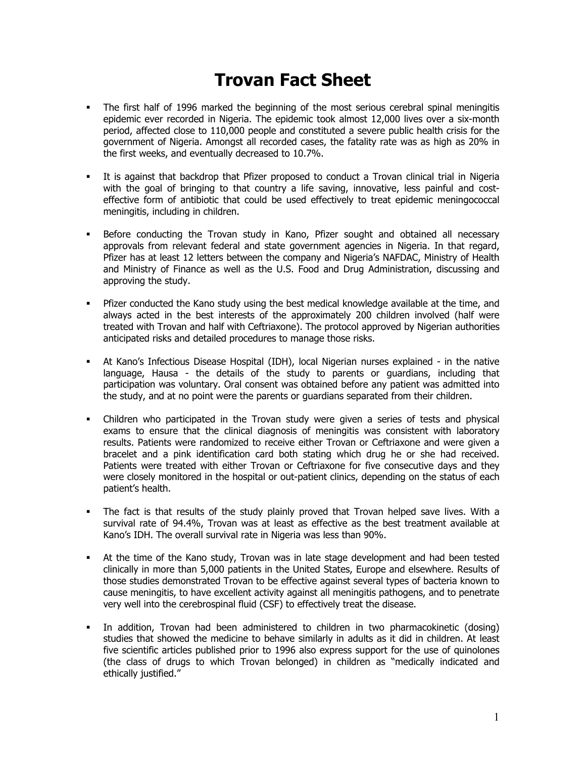# Trovan Fact Sheet

- The first half of 1996 marked the beginning of the most serious cerebral spinal meningitis epidemic ever recorded in Nigeria. The epidemic took almost 12,000 lives over a six-month period, affected close to 110,000 people and constituted a severe public health crisis for the government of Nigeria. Amongst all recorded cases, the fatality rate was as high as 20% in the first weeks, and eventually decreased to 10.7%.

- It is against that backdrop that Pfizer proposed to conduct a Trovan clinical trial in Nigeria with the goal of bringing to that country a life saving, innovative, less painful and cost-effective form of antibiotic that could be used effectively to treat epidemic meningococcal meningitis, including in children.

- Before conducting the Trovan study in Kano, Pfizer sought and obtained all necessary approvals from relevant federal and state government agencies in Nigeria. In that regard, Pfizer has at least 12 letters between the company and Nigeria's NAFDAC, Ministry of Health and Ministry of Finance as well as the U.S. Food and Drug Administration, discussing and approving the study.

- Pfizer conducted the Kano study using the best medical knowledge available at the time, and always acted in the best interests of the approximately 200 children involved (half were treated with Trovan and half with Ceftriaxone). The protocol approved by Nigerian authorities anticipated risks and detailed procedures to manage those risks.

- At Kano's Infectious Disease Hospital (IDH), local Nigerian nurses explained - in the native language, Hausa - the details of the study to parents or guardians, including that participation was voluntary. Oral consent was obtained before any patient was admitted into the study, and at no point were the parents or guardians separated from their children.

- Children who participated in the Trovan study were given a series of tests and physical exams to ensure that the clinical diagnosis of meningitis was consistent with laboratory results. Patients were randomized to receive either Trovan or Ceftriaxone and were given a bracelet and a pink identification card both stating which drug he or she had received. Patients were treated with either Trovan or Ceftriaxone for five consecutive days and they were closely monitored in the hospital or out-patient clinics, depending on the status of each patient's health.

- The fact is that results of the study plainly proved that Trovan helped save lives. With a survival rate of 94.4%, Trovan was at least as effective as the best treatment available at Kano's IDH. The overall survival rate in Nigeria was less than 90%.

- At the time of the Kano study, Trovan was in late stage development and had been tested clinically in more than 5,000 patients in the United States, Europe and elsewhere. Results of those studies demonstrated Trovan to be effective against several types of bacteria known to cause meningitis, to have excellent activity against all meningitis pathogens, and to penetrate very well into the cerebrospinal fluid (CSF) to effectively treat the disease.

- In addition, Trovan had been administered to children in two pharmacokinetic (dosing) studies that showed the medicine to behave similarly in adults as it did in children. At least five scientific articles published prior to 1996 also express support for the use of quinolones (the class of drugs to which Trovan belonged) in children as "medically indicated and ethically justified."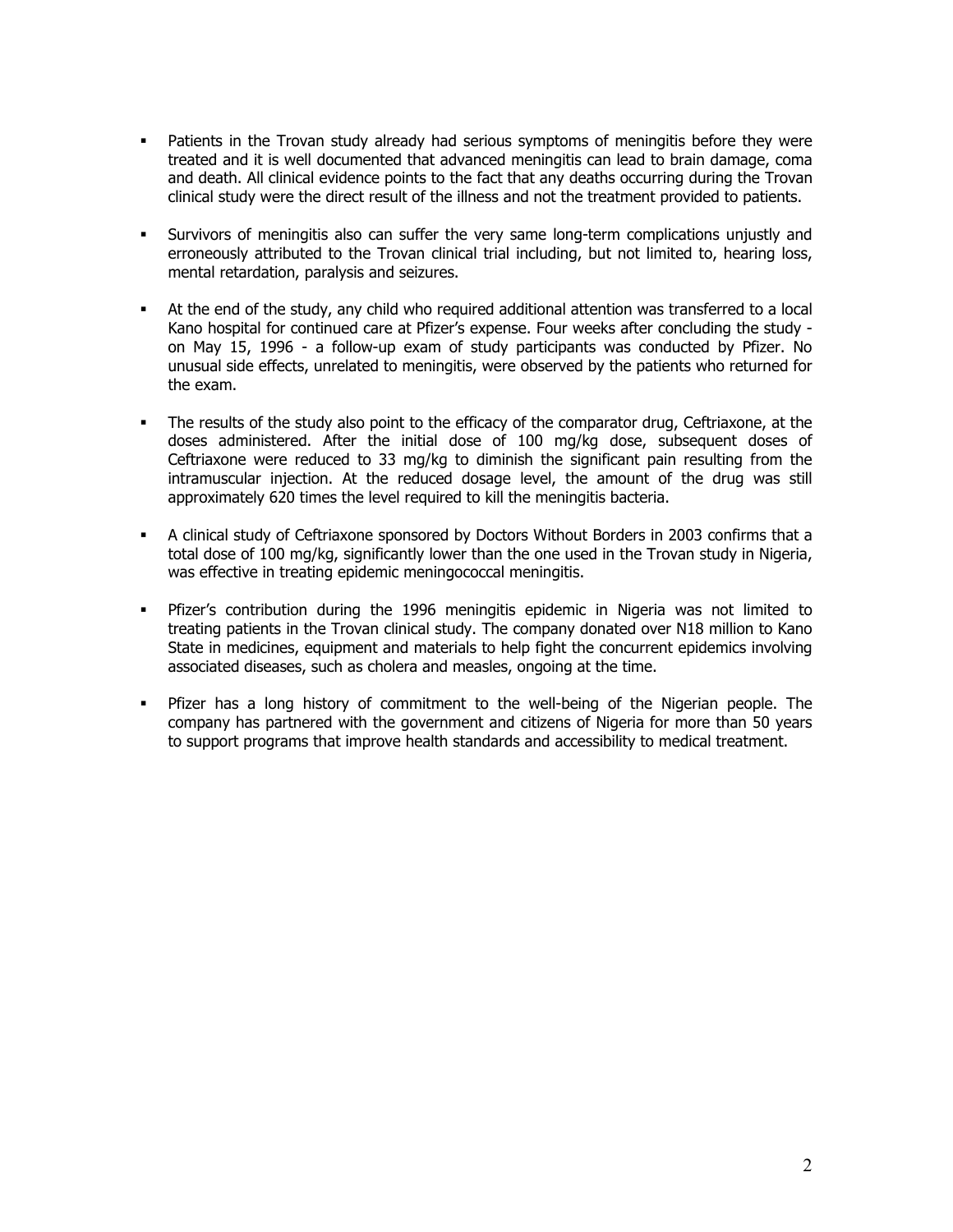- Patients in the Trovan study already had serious symptoms of meningitis before they were treated and it is well documented that advanced meningitis can lead to brain damage, coma and death. All clinical evidence points to the fact that any deaths occurring during the Trovan clinical study were the direct result of the illness and not the treatment provided to patients.

- Survivors of meningitis also can suffer the very same long-term complications unjustly and erroneously attributed to the Trovan clinical trial including, but not limited to, hearing loss, mental retardation, paralysis and seizures.

- At the end of the study, any child who required additional attention was transferred to a local Kano hospital for continued care at Pfizer's expense. Four weeks after concluding the study - on May 15, 1996 - a follow-up exam of study participants was conducted by Pfizer. No unusual side effects, unrelated to meningitis, were observed by the patients who returned for the exam.

- The results of the study also point to the efficacy of the comparator drug, Ceftriaxone, at the doses administered. After the initial dose of 100 mg/kg dose, subsequent doses of Ceftriaxone were reduced to 33 mg/kg to diminish the significant pain resulting from the intramuscular injection. At the reduced dosage level, the amount of the drug was still approximately 620 times the level required to kill the meningitis bacteria.

- A clinical study of Ceftriaxone sponsored by Doctors Without Borders in 2003 confirms that a total dose of 100 mg/kg, significantly lower than the one used in the Trovan study in Nigeria, was effective in treating epidemic meningococcal meningitis.

- Pfizer's contribution during the 1996 meningitis epidemic in Nigeria was not limited to treating patients in the Trovan clinical study. The company donated over N18 million to Kano State in medicines, equipment and materials to help fight the concurrent epidemics involving associated diseases, such as cholera and measles, ongoing at the time.

- Pfizer has a long history of commitment to the well-being of the Nigerian people. The company has partnered with the government and citizens of Nigeria for more than 50 years to support programs that improve health standards and accessibility to medical treatment.